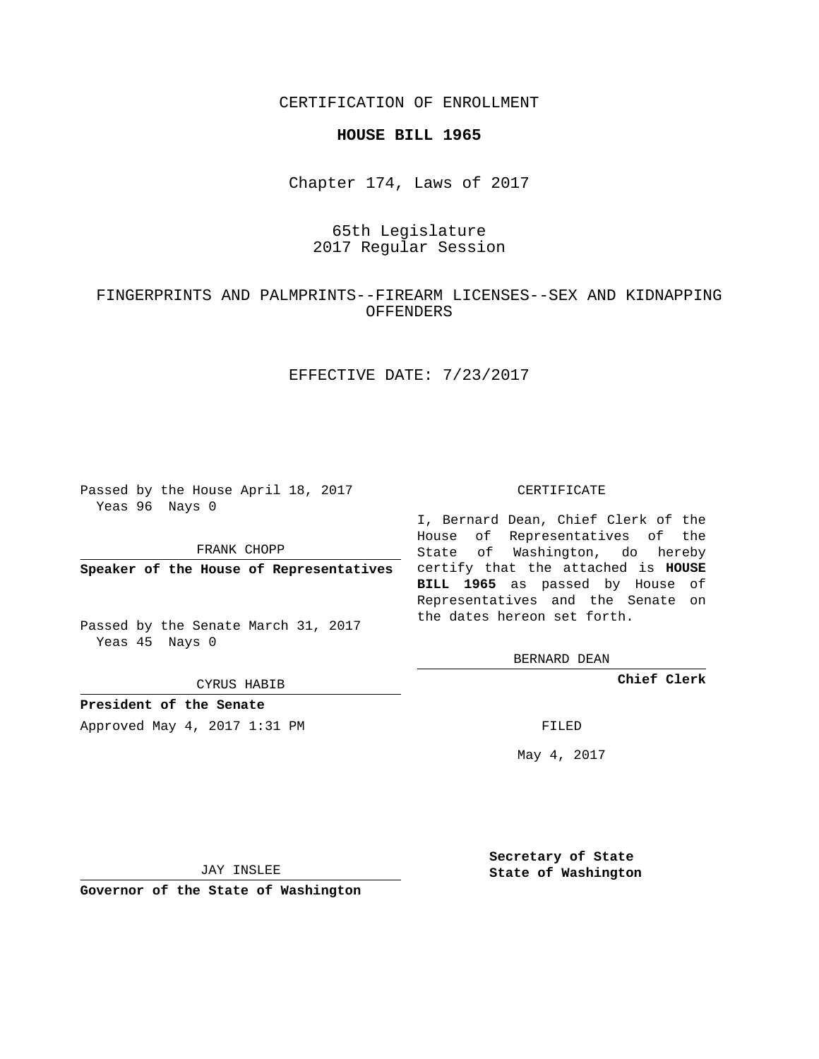CERTIFICATION OF ENROLLMENT

**HOUSE BILL 1965**

Chapter 174, Laws of 2017

65th Legislature
2017 Regular Session

FINGERPRINTS AND PALMPRINTS--FIREARM LICENSES--SEX AND KIDNAPPING OFFENDERS

EFFECTIVE DATE: 7/23/2017

Passed by the House April 18, 2017
Yeas 96 Nays 0

FRANK CHOPP

**Speaker of the House of Representatives**

Passed by the Senate March 31, 2017
Yeas 45 Nays 0

CYRUS HABIB

**President of the Senate**

CERTIFICATE

I, Bernard Dean, Chief Clerk of the House of Representatives of the State of Washington, do hereby certify that the attached is **HOUSE BILL 1965** as passed by House of Representatives and the Senate on the dates hereon set forth.

BERNARD DEAN

**Chief Clerk**

Approved May 4, 2017 1:31 PM

FILED

May 4, 2017

JAY INSLEE

**Governor of the State of Washington**

**Secretary of State**
**State of Washington**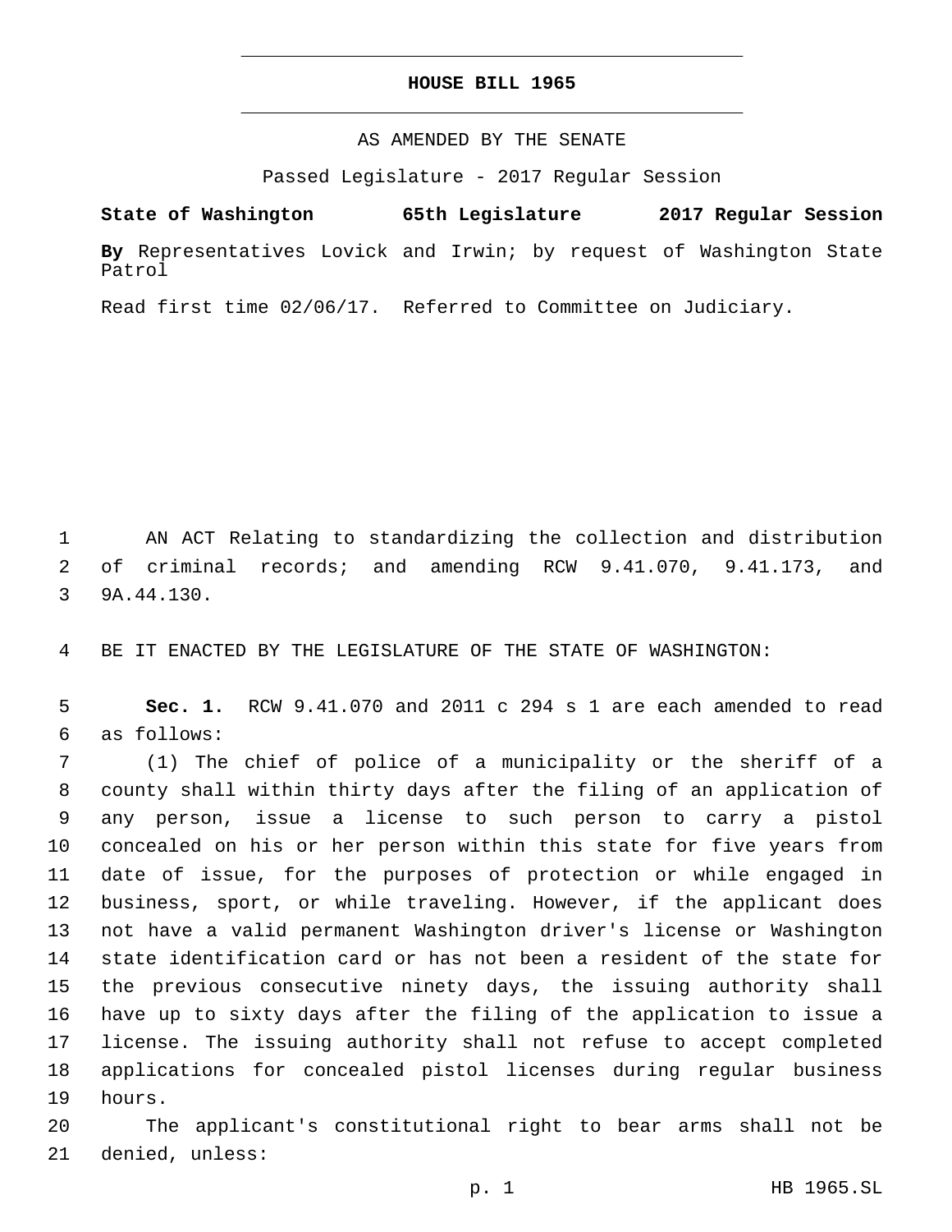# HOUSE BILL 1965

AS AMENDED BY THE SENATE

Passed Legislature - 2017 Regular Session

**State of Washington 65th Legislature 2017 Regular Session**

**By** Representatives Lovick and Irwin; by request of Washington State Patrol

Read first time 02/06/17. Referred to Committee on Judiciary.

AN ACT Relating to standardizing the collection and distribution of criminal records; and amending RCW 9.41.070, 9.41.173, and 9A.44.130.

BE IT ENACTED BY THE LEGISLATURE OF THE STATE OF WASHINGTON:

**Sec. 1.** RCW 9.41.070 and 2011 c 294 s 1 are each amended to read as follows:

(1) The chief of police of a municipality or the sheriff of a county shall within thirty days after the filing of an application of any person, issue a license to such person to carry a pistol concealed on his or her person within this state for five years from date of issue, for the purposes of protection or while engaged in business, sport, or while traveling. However, if the applicant does not have a valid permanent Washington driver's license or Washington state identification card or has not been a resident of the state for the previous consecutive ninety days, the issuing authority shall have up to sixty days after the filing of the application to issue a license. The issuing authority shall not refuse to accept completed applications for concealed pistol licenses during regular business hours.

The applicant's constitutional right to bear arms shall not be denied, unless: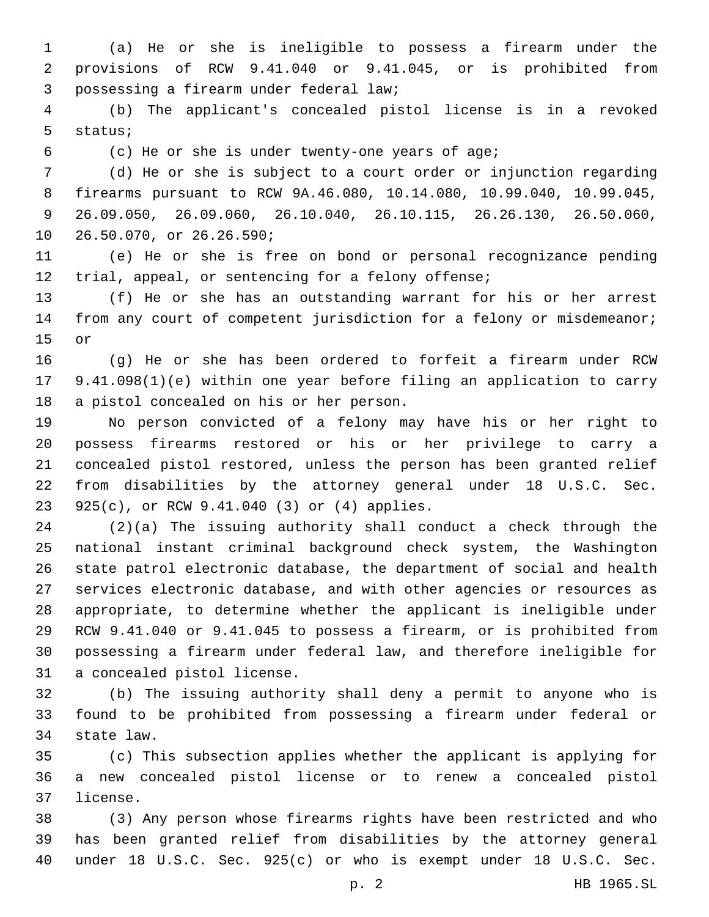(a) He or she is ineligible to possess a firearm under the provisions of RCW 9.41.040 or 9.41.045, or is prohibited from possessing a firearm under federal law;

(b) The applicant's concealed pistol license is in a revoked status;

(c) He or she is under twenty-one years of age;

(d) He or she is subject to a court order or injunction regarding firearms pursuant to RCW 9A.46.080, 10.14.080, 10.99.040, 10.99.045, 26.09.050, 26.09.060, 26.10.040, 26.10.115, 26.26.130, 26.50.060, 26.50.070, or 26.26.590;

(e) He or she is free on bond or personal recognizance pending trial, appeal, or sentencing for a felony offense;

(f) He or she has an outstanding warrant for his or her arrest from any court of competent jurisdiction for a felony or misdemeanor; or

(g) He or she has been ordered to forfeit a firearm under RCW 9.41.098(1)(e) within one year before filing an application to carry a pistol concealed on his or her person.

No person convicted of a felony may have his or her right to possess firearms restored or his or her privilege to carry a concealed pistol restored, unless the person has been granted relief from disabilities by the attorney general under 18 U.S.C. Sec. 925(c), or RCW 9.41.040 (3) or (4) applies.

(2)(a) The issuing authority shall conduct a check through the national instant criminal background check system, the Washington state patrol electronic database, the department of social and health services electronic database, and with other agencies or resources as appropriate, to determine whether the applicant is ineligible under RCW 9.41.040 or 9.41.045 to possess a firearm, or is prohibited from possessing a firearm under federal law, and therefore ineligible for a concealed pistol license.

(b) The issuing authority shall deny a permit to anyone who is found to be prohibited from possessing a firearm under federal or state law.

(c) This subsection applies whether the applicant is applying for a new concealed pistol license or to renew a concealed pistol license.

(3) Any person whose firearms rights have been restricted and who has been granted relief from disabilities by the attorney general under 18 U.S.C. Sec. 925(c) or who is exempt under 18 U.S.C. Sec.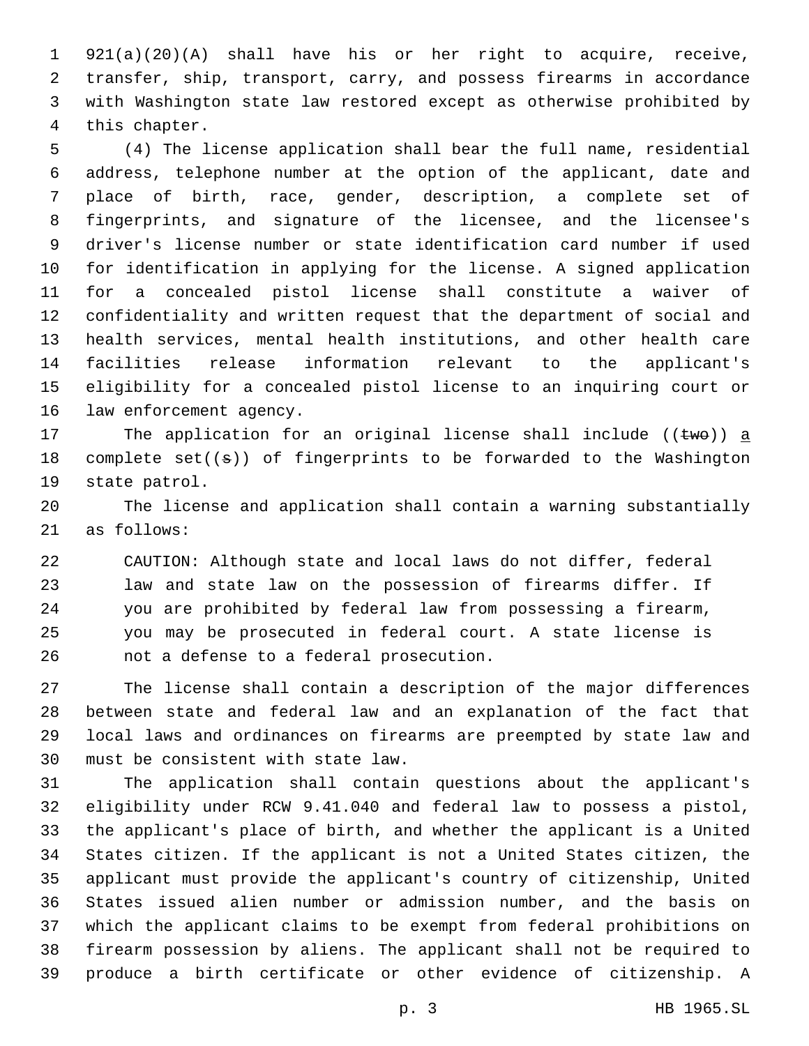921(a)(20)(A) shall have his or her right to acquire, receive, transfer, ship, transport, carry, and possess firearms in accordance with Washington state law restored except as otherwise prohibited by this chapter.

(4) The license application shall bear the full name, residential address, telephone number at the option of the applicant, date and place of birth, race, gender, description, a complete set of fingerprints, and signature of the licensee, and the licensee's driver's license number or state identification card number if used for identification in applying for the license. A signed application for a concealed pistol license shall constitute a waiver of confidentiality and written request that the department of social and health services, mental health institutions, and other health care facilities release information relevant to the applicant's eligibility for a concealed pistol license to an inquiring court or law enforcement agency.

The application for an original license shall include ((~~two~~)) a complete set((~~s~~)) of fingerprints to be forwarded to the Washington state patrol.

The license and application shall contain a warning substantially as follows:

> CAUTION: Although state and local laws do not differ, federal law and state law on the possession of firearms differ. If you are prohibited by federal law from possessing a firearm, you may be prosecuted in federal court. A state license is not a defense to a federal prosecution.

The license shall contain a description of the major differences between state and federal law and an explanation of the fact that local laws and ordinances on firearms are preempted by state law and must be consistent with state law.

The application shall contain questions about the applicant's eligibility under RCW 9.41.040 and federal law to possess a pistol, the applicant's place of birth, and whether the applicant is a United States citizen. If the applicant is not a United States citizen, the applicant must provide the applicant's country of citizenship, United States issued alien number or admission number, and the basis on which the applicant claims to be exempt from federal prohibitions on firearm possession by aliens. The applicant shall not be required to produce a birth certificate or other evidence of citizenship. A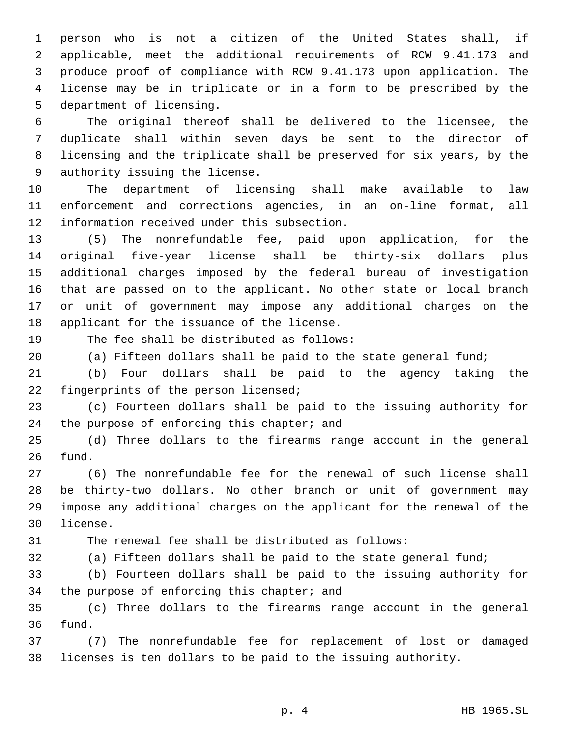person who is not a citizen of the United States shall, if applicable, meet the additional requirements of RCW 9.41.173 and produce proof of compliance with RCW 9.41.173 upon application. The license may be in triplicate or in a form to be prescribed by the department of licensing.

The original thereof shall be delivered to the licensee, the duplicate shall within seven days be sent to the director of licensing and the triplicate shall be preserved for six years, by the authority issuing the license.

The department of licensing shall make available to law enforcement and corrections agencies, in an on-line format, all information received under this subsection.

(5) The nonrefundable fee, paid upon application, for the original five-year license shall be thirty-six dollars plus additional charges imposed by the federal bureau of investigation that are passed on to the applicant. No other state or local branch or unit of government may impose any additional charges on the applicant for the issuance of the license.

The fee shall be distributed as follows:

(a) Fifteen dollars shall be paid to the state general fund;

(b) Four dollars shall be paid to the agency taking the fingerprints of the person licensed;

(c) Fourteen dollars shall be paid to the issuing authority for the purpose of enforcing this chapter; and

(d) Three dollars to the firearms range account in the general fund.

(6) The nonrefundable fee for the renewal of such license shall be thirty-two dollars. No other branch or unit of government may impose any additional charges on the applicant for the renewal of the license.

The renewal fee shall be distributed as follows:

(a) Fifteen dollars shall be paid to the state general fund;

(b) Fourteen dollars shall be paid to the issuing authority for the purpose of enforcing this chapter; and

(c) Three dollars to the firearms range account in the general fund.

(7) The nonrefundable fee for replacement of lost or damaged licenses is ten dollars to be paid to the issuing authority.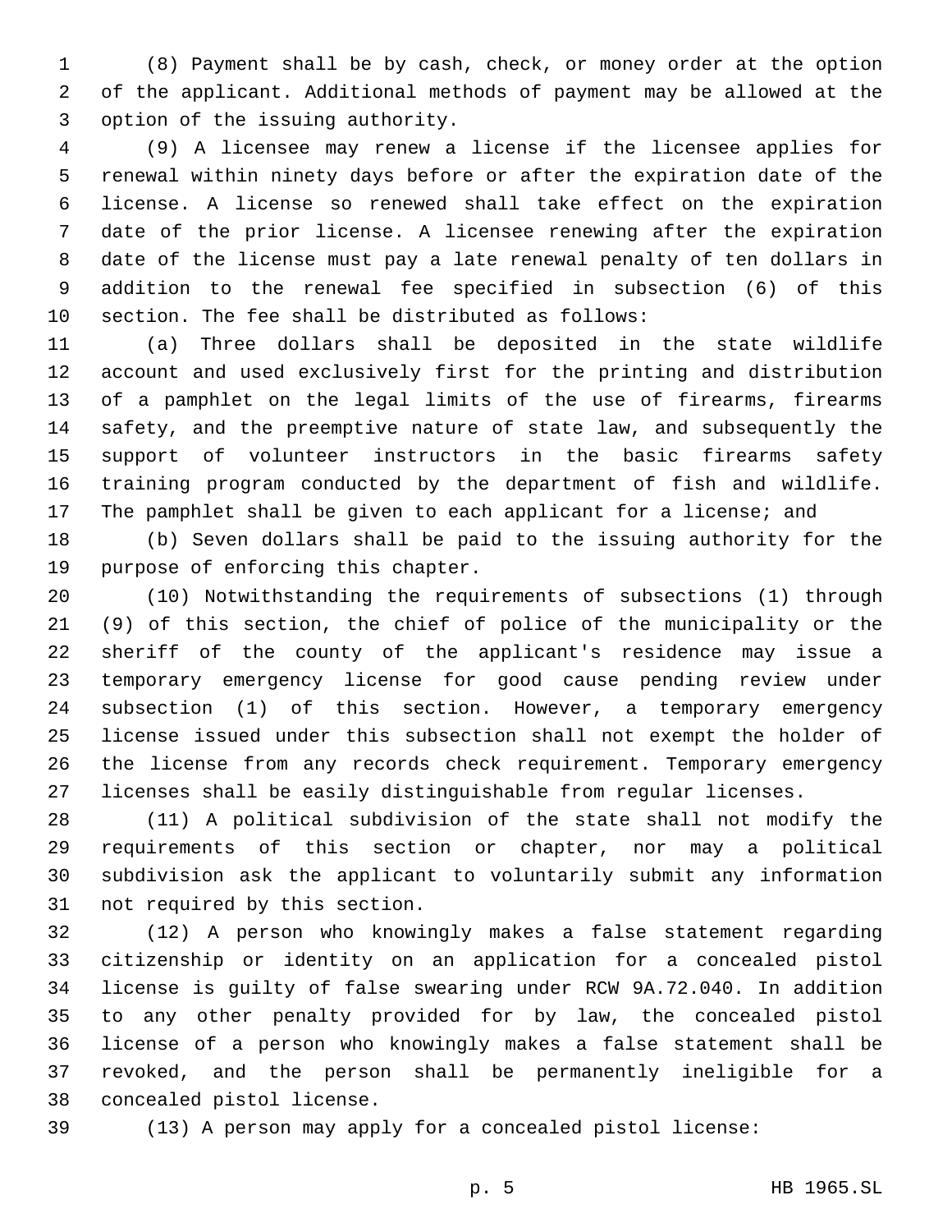(8) Payment shall be by cash, check, or money order at the option of the applicant. Additional methods of payment may be allowed at the option of the issuing authority.

(9) A licensee may renew a license if the licensee applies for renewal within ninety days before or after the expiration date of the license. A license so renewed shall take effect on the expiration date of the prior license. A licensee renewing after the expiration date of the license must pay a late renewal penalty of ten dollars in addition to the renewal fee specified in subsection (6) of this section. The fee shall be distributed as follows:

(a) Three dollars shall be deposited in the state wildlife account and used exclusively first for the printing and distribution of a pamphlet on the legal limits of the use of firearms, firearms safety, and the preemptive nature of state law, and subsequently the support of volunteer instructors in the basic firearms safety training program conducted by the department of fish and wildlife. The pamphlet shall be given to each applicant for a license; and

(b) Seven dollars shall be paid to the issuing authority for the purpose of enforcing this chapter.

(10) Notwithstanding the requirements of subsections (1) through (9) of this section, the chief of police of the municipality or the sheriff of the county of the applicant's residence may issue a temporary emergency license for good cause pending review under subsection (1) of this section. However, a temporary emergency license issued under this subsection shall not exempt the holder of the license from any records check requirement. Temporary emergency licenses shall be easily distinguishable from regular licenses.

(11) A political subdivision of the state shall not modify the requirements of this section or chapter, nor may a political subdivision ask the applicant to voluntarily submit any information not required by this section.

(12) A person who knowingly makes a false statement regarding citizenship or identity on an application for a concealed pistol license is guilty of false swearing under RCW 9A.72.040. In addition to any other penalty provided for by law, the concealed pistol license of a person who knowingly makes a false statement shall be revoked, and the person shall be permanently ineligible for a concealed pistol license.

(13) A person may apply for a concealed pistol license: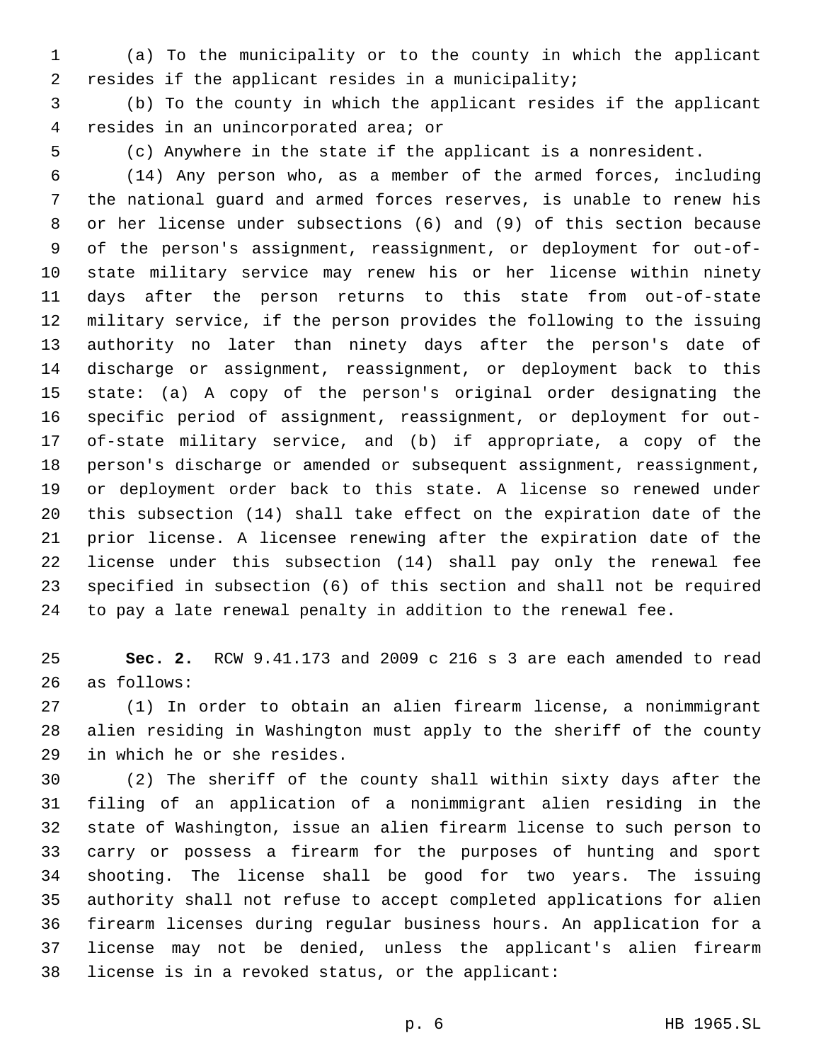(a) To the municipality or to the county in which the applicant resides if the applicant resides in a municipality;

(b) To the county in which the applicant resides if the applicant resides in an unincorporated area; or

(c) Anywhere in the state if the applicant is a nonresident.

(14) Any person who, as a member of the armed forces, including the national guard and armed forces reserves, is unable to renew his or her license under subsections (6) and (9) of this section because of the person's assignment, reassignment, or deployment for out-of-state military service may renew his or her license within ninety days after the person returns to this state from out-of-state military service, if the person provides the following to the issuing authority no later than ninety days after the person's date of discharge or assignment, reassignment, or deployment back to this state: (a) A copy of the person's original order designating the specific period of assignment, reassignment, or deployment for out-of-state military service, and (b) if appropriate, a copy of the person's discharge or amended or subsequent assignment, reassignment, or deployment order back to this state. A license so renewed under this subsection (14) shall take effect on the expiration date of the prior license. A licensee renewing after the expiration date of the license under this subsection (14) shall pay only the renewal fee specified in subsection (6) of this section and shall not be required to pay a late renewal penalty in addition to the renewal fee.

**Sec. 2.** RCW 9.41.173 and 2009 c 216 s 3 are each amended to read as follows:

(1) In order to obtain an alien firearm license, a nonimmigrant alien residing in Washington must apply to the sheriff of the county in which he or she resides.

(2) The sheriff of the county shall within sixty days after the filing of an application of a nonimmigrant alien residing in the state of Washington, issue an alien firearm license to such person to carry or possess a firearm for the purposes of hunting and sport shooting. The license shall be good for two years. The issuing authority shall not refuse to accept completed applications for alien firearm licenses during regular business hours. An application for a license may not be denied, unless the applicant's alien firearm license is in a revoked status, or the applicant: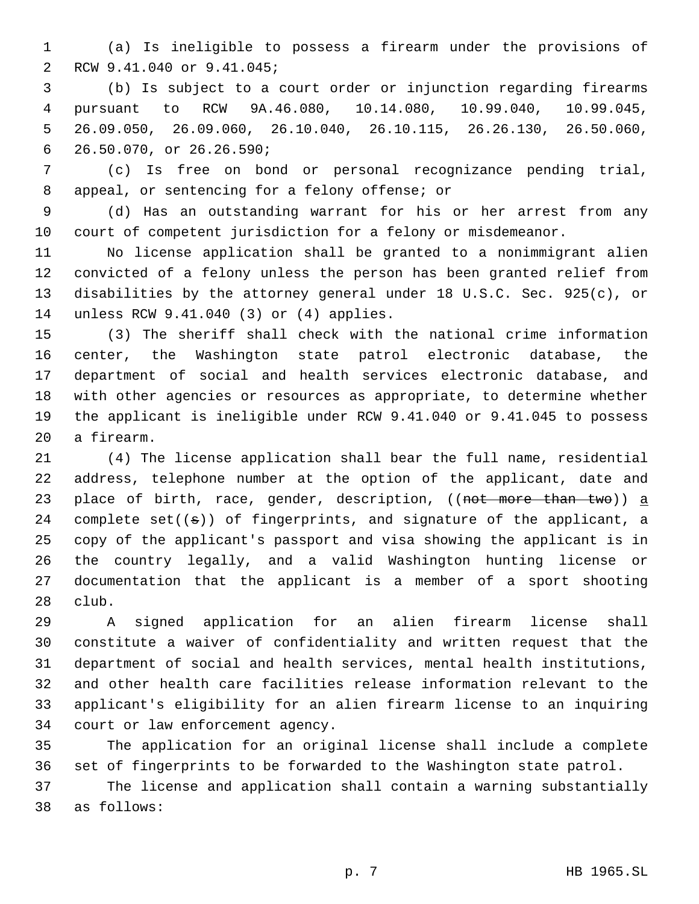(a) Is ineligible to possess a firearm under the provisions of RCW 9.41.040 or 9.41.045;

(b) Is subject to a court order or injunction regarding firearms pursuant to RCW 9A.46.080, 10.14.080, 10.99.040, 10.99.045, 26.09.050, 26.09.060, 26.10.040, 26.10.115, 26.26.130, 26.50.060, 26.50.070, or 26.26.590;

(c) Is free on bond or personal recognizance pending trial, appeal, or sentencing for a felony offense; or

(d) Has an outstanding warrant for his or her arrest from any court of competent jurisdiction for a felony or misdemeanor.

No license application shall be granted to a nonimmigrant alien convicted of a felony unless the person has been granted relief from disabilities by the attorney general under 18 U.S.C. Sec. 925(c), or unless RCW 9.41.040 (3) or (4) applies.

(3) The sheriff shall check with the national crime information center, the Washington state patrol electronic database, the department of social and health services electronic database, and with other agencies or resources as appropriate, to determine whether the applicant is ineligible under RCW 9.41.040 or 9.41.045 to possess a firearm.

(4) The license application shall bear the full name, residential address, telephone number at the option of the applicant, date and place of birth, race, gender, description, ((~~not more than two~~)) <u>a</u> complete set((~~s~~)) of fingerprints, and signature of the applicant, a copy of the applicant's passport and visa showing the applicant is in the country legally, and a valid Washington hunting license or documentation that the applicant is a member of a sport shooting club.

A signed application for an alien firearm license shall constitute a waiver of confidentiality and written request that the department of social and health services, mental health institutions, and other health care facilities release information relevant to the applicant's eligibility for an alien firearm license to an inquiring court or law enforcement agency.

The application for an original license shall include a complete set of fingerprints to be forwarded to the Washington state patrol.

The license and application shall contain a warning substantially as follows: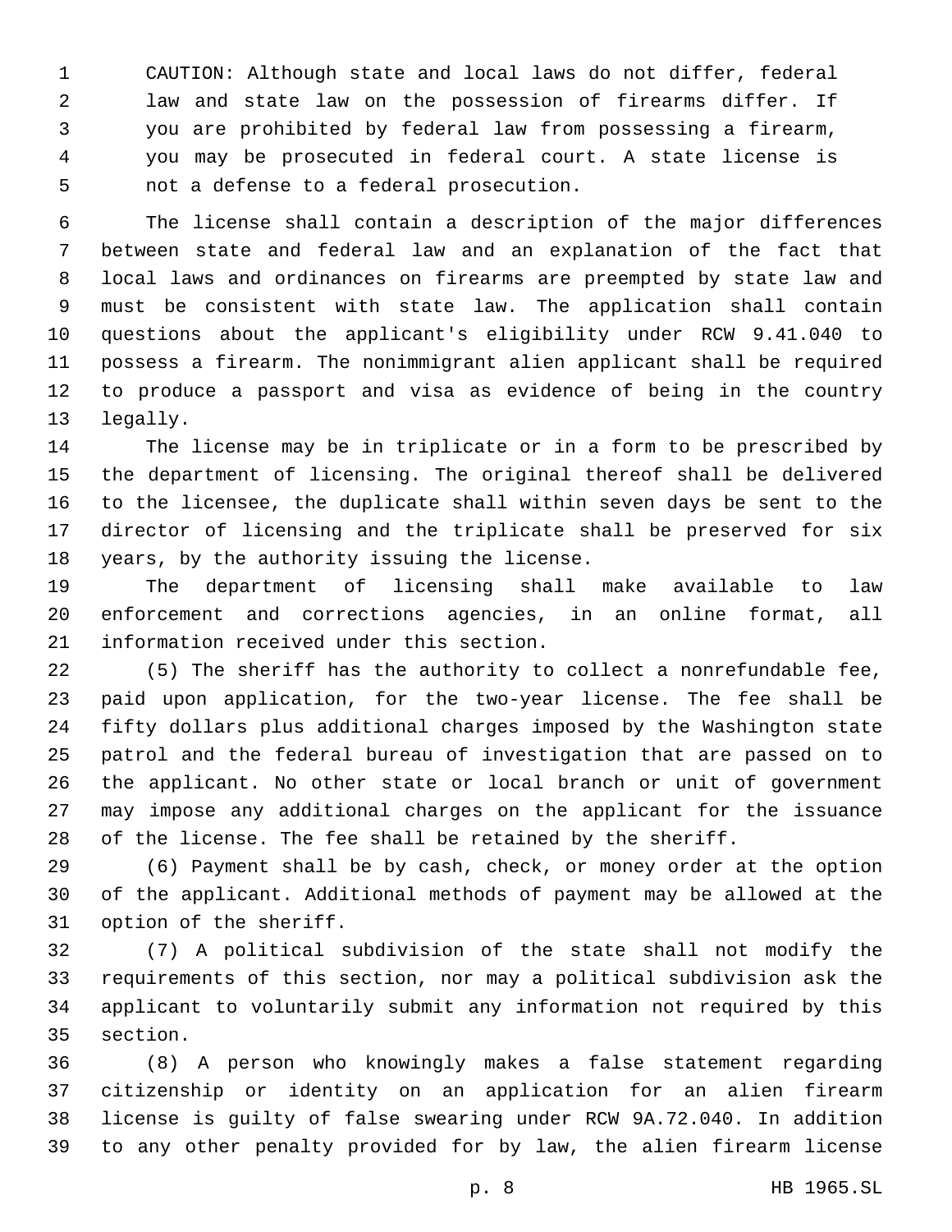CAUTION: Although state and local laws do not differ, federal law and state law on the possession of firearms differ. If you are prohibited by federal law from possessing a firearm, you may be prosecuted in federal court. A state license is not a defense to a federal prosecution.

The license shall contain a description of the major differences between state and federal law and an explanation of the fact that local laws and ordinances on firearms are preempted by state law and must be consistent with state law. The application shall contain questions about the applicant's eligibility under RCW 9.41.040 to possess a firearm. The nonimmigrant alien applicant shall be required to produce a passport and visa as evidence of being in the country legally.

The license may be in triplicate or in a form to be prescribed by the department of licensing. The original thereof shall be delivered to the licensee, the duplicate shall within seven days be sent to the director of licensing and the triplicate shall be preserved for six years, by the authority issuing the license.

The department of licensing shall make available to law enforcement and corrections agencies, in an online format, all information received under this section.

(5) The sheriff has the authority to collect a nonrefundable fee, paid upon application, for the two-year license. The fee shall be fifty dollars plus additional charges imposed by the Washington state patrol and the federal bureau of investigation that are passed on to the applicant. No other state or local branch or unit of government may impose any additional charges on the applicant for the issuance of the license. The fee shall be retained by the sheriff.

(6) Payment shall be by cash, check, or money order at the option of the applicant. Additional methods of payment may be allowed at the option of the sheriff.

(7) A political subdivision of the state shall not modify the requirements of this section, nor may a political subdivision ask the applicant to voluntarily submit any information not required by this section.

(8) A person who knowingly makes a false statement regarding citizenship or identity on an application for an alien firearm license is guilty of false swearing under RCW 9A.72.040. In addition to any other penalty provided for by law, the alien firearm license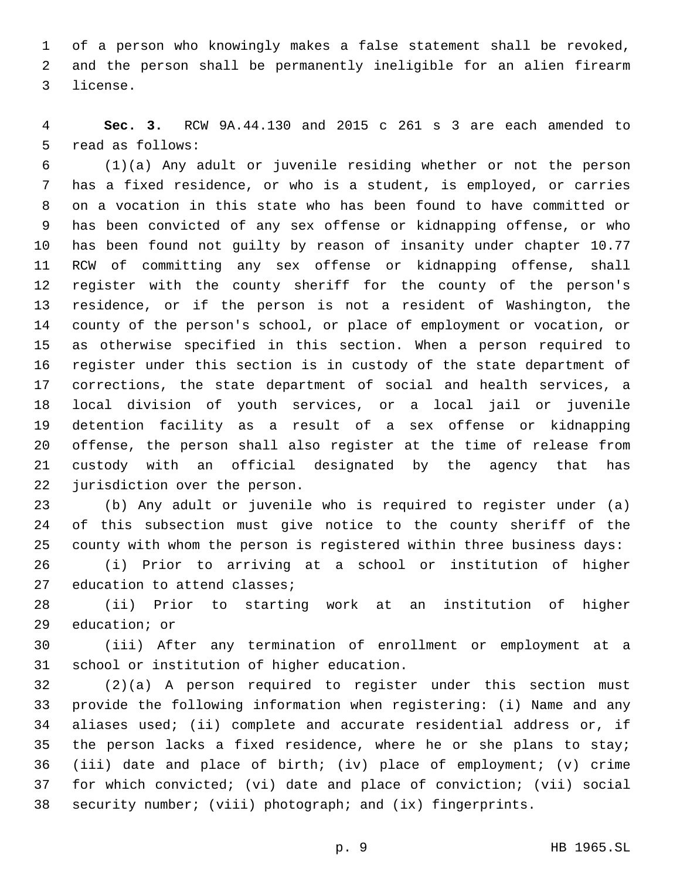of a person who knowingly makes a false statement shall be revoked, and the person shall be permanently ineligible for an alien firearm license.

**Sec. 3.** RCW 9A.44.130 and 2015 c 261 s 3 are each amended to read as follows:

(1)(a) Any adult or juvenile residing whether or not the person has a fixed residence, or who is a student, is employed, or carries on a vocation in this state who has been found to have committed or has been convicted of any sex offense or kidnapping offense, or who has been found not guilty by reason of insanity under chapter 10.77 RCW of committing any sex offense or kidnapping offense, shall register with the county sheriff for the county of the person's residence, or if the person is not a resident of Washington, the county of the person's school, or place of employment or vocation, or as otherwise specified in this section. When a person required to register under this section is in custody of the state department of corrections, the state department of social and health services, a local division of youth services, or a local jail or juvenile detention facility as a result of a sex offense or kidnapping offense, the person shall also register at the time of release from custody with an official designated by the agency that has jurisdiction over the person.

(b) Any adult or juvenile who is required to register under (a) of this subsection must give notice to the county sheriff of the county with whom the person is registered within three business days:

(i) Prior to arriving at a school or institution of higher education to attend classes;

(ii) Prior to starting work at an institution of higher education; or

(iii) After any termination of enrollment or employment at a school or institution of higher education.

(2)(a) A person required to register under this section must provide the following information when registering: (i) Name and any aliases used; (ii) complete and accurate residential address or, if the person lacks a fixed residence, where he or she plans to stay; (iii) date and place of birth; (iv) place of employment; (v) crime for which convicted; (vi) date and place of conviction; (vii) social security number; (viii) photograph; and (ix) fingerprints.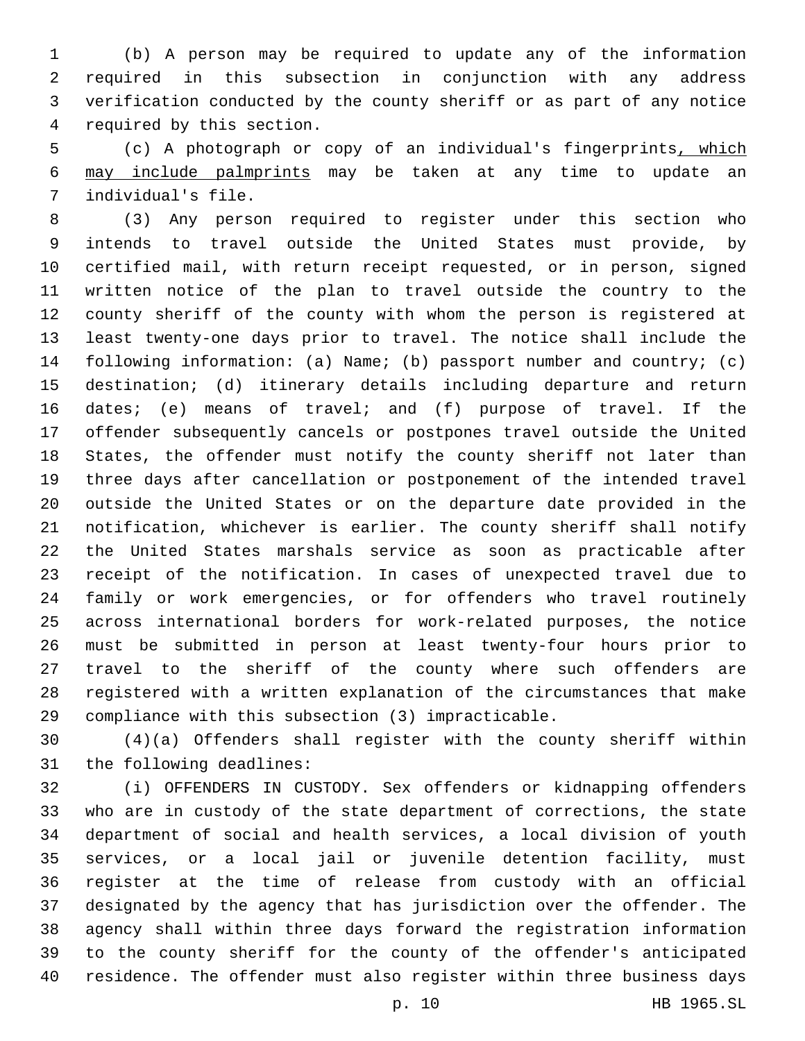(b) A person may be required to update any of the information required in this subsection in conjunction with any address verification conducted by the county sheriff or as part of any notice required by this section.

(c) A photograph or copy of an individual's fingerprints<u>, which may include palmprints</u> may be taken at any time to update an individual's file.

(3) Any person required to register under this section who intends to travel outside the United States must provide, by certified mail, with return receipt requested, or in person, signed written notice of the plan to travel outside the country to the county sheriff of the county with whom the person is registered at least twenty-one days prior to travel. The notice shall include the following information: (a) Name; (b) passport number and country; (c) destination; (d) itinerary details including departure and return dates; (e) means of travel; and (f) purpose of travel. If the offender subsequently cancels or postpones travel outside the United States, the offender must notify the county sheriff not later than three days after cancellation or postponement of the intended travel outside the United States or on the departure date provided in the notification, whichever is earlier. The county sheriff shall notify the United States marshals service as soon as practicable after receipt of the notification. In cases of unexpected travel due to family or work emergencies, or for offenders who travel routinely across international borders for work-related purposes, the notice must be submitted in person at least twenty-four hours prior to travel to the sheriff of the county where such offenders are registered with a written explanation of the circumstances that make compliance with this subsection (3) impracticable.

(4)(a) Offenders shall register with the county sheriff within the following deadlines:

(i) OFFENDERS IN CUSTODY. Sex offenders or kidnapping offenders who are in custody of the state department of corrections, the state department of social and health services, a local division of youth services, or a local jail or juvenile detention facility, must register at the time of release from custody with an official designated by the agency that has jurisdiction over the offender. The agency shall within three days forward the registration information to the county sheriff for the county of the offender's anticipated residence. The offender must also register within three business days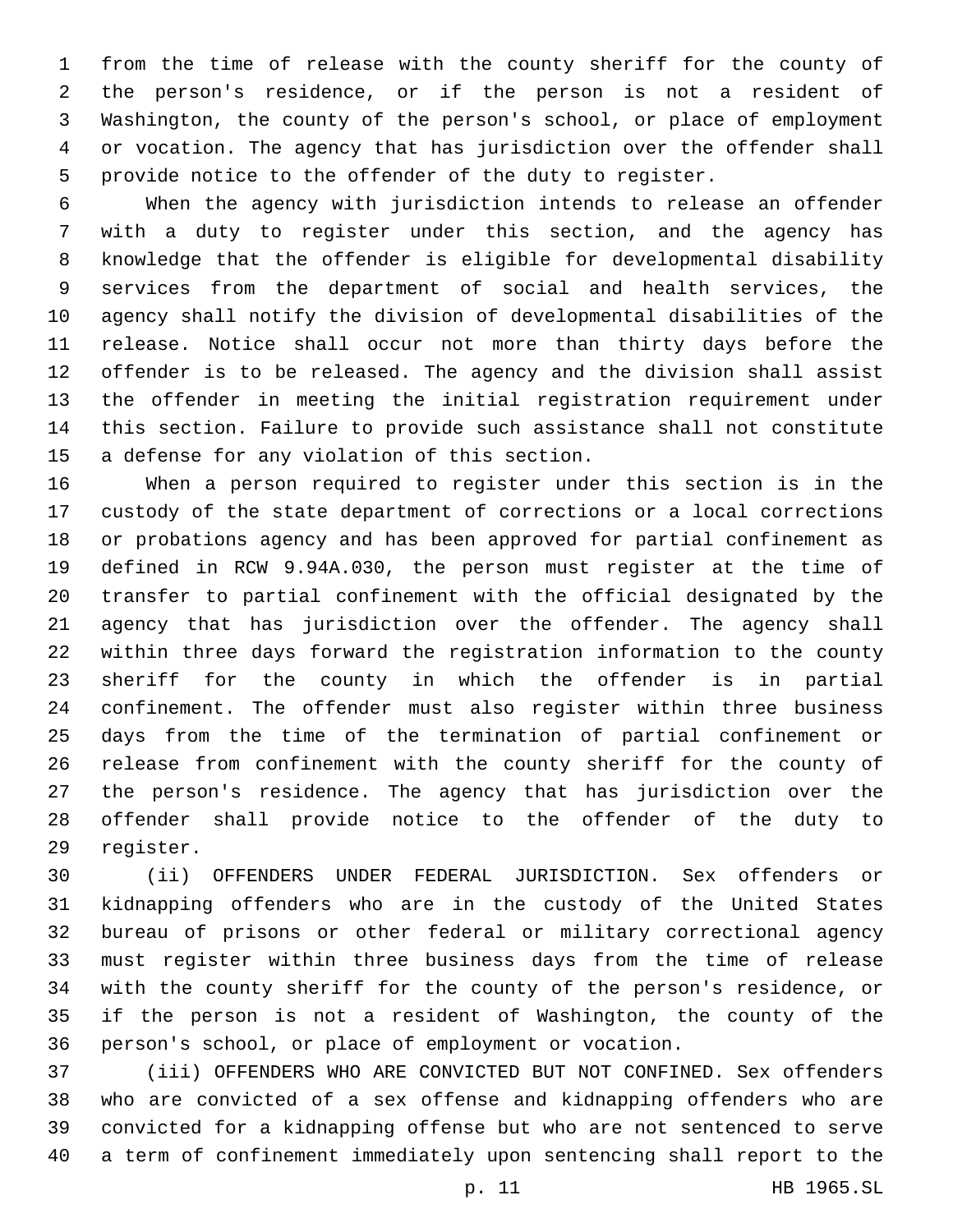from the time of release with the county sheriff for the county of the person's residence, or if the person is not a resident of Washington, the county of the person's school, or place of employment or vocation. The agency that has jurisdiction over the offender shall provide notice to the offender of the duty to register.

When the agency with jurisdiction intends to release an offender with a duty to register under this section, and the agency has knowledge that the offender is eligible for developmental disability services from the department of social and health services, the agency shall notify the division of developmental disabilities of the release. Notice shall occur not more than thirty days before the offender is to be released. The agency and the division shall assist the offender in meeting the initial registration requirement under this section. Failure to provide such assistance shall not constitute a defense for any violation of this section.

When a person required to register under this section is in the custody of the state department of corrections or a local corrections or probations agency and has been approved for partial confinement as defined in RCW 9.94A.030, the person must register at the time of transfer to partial confinement with the official designated by the agency that has jurisdiction over the offender. The agency shall within three days forward the registration information to the county sheriff for the county in which the offender is in partial confinement. The offender must also register within three business days from the time of the termination of partial confinement or release from confinement with the county sheriff for the county of the person's residence. The agency that has jurisdiction over the offender shall provide notice to the offender of the duty to register.

(ii) OFFENDERS UNDER FEDERAL JURISDICTION. Sex offenders or kidnapping offenders who are in the custody of the United States bureau of prisons or other federal or military correctional agency must register within three business days from the time of release with the county sheriff for the county of the person's residence, or if the person is not a resident of Washington, the county of the person's school, or place of employment or vocation.

(iii) OFFENDERS WHO ARE CONVICTED BUT NOT CONFINED. Sex offenders who are convicted of a sex offense and kidnapping offenders who are convicted for a kidnapping offense but who are not sentenced to serve a term of confinement immediately upon sentencing shall report to the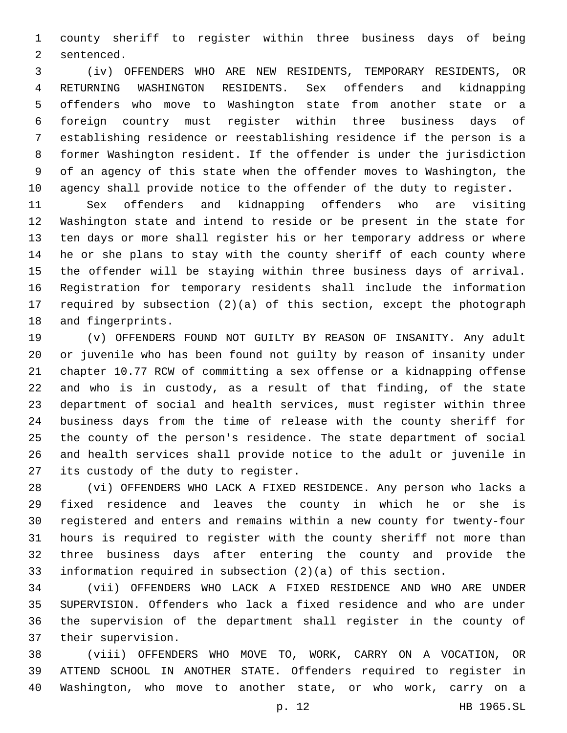county sheriff to register within three business days of being sentenced.

(iv) OFFENDERS WHO ARE NEW RESIDENTS, TEMPORARY RESIDENTS, OR RETURNING WASHINGTON RESIDENTS. Sex offenders and kidnapping offenders who move to Washington state from another state or a foreign country must register within three business days of establishing residence or reestablishing residence if the person is a former Washington resident. If the offender is under the jurisdiction of an agency of this state when the offender moves to Washington, the agency shall provide notice to the offender of the duty to register.

Sex offenders and kidnapping offenders who are visiting Washington state and intend to reside or be present in the state for ten days or more shall register his or her temporary address or where he or she plans to stay with the county sheriff of each county where the offender will be staying within three business days of arrival. Registration for temporary residents shall include the information required by subsection (2)(a) of this section, except the photograph and fingerprints.

(v) OFFENDERS FOUND NOT GUILTY BY REASON OF INSANITY. Any adult or juvenile who has been found not guilty by reason of insanity under chapter 10.77 RCW of committing a sex offense or a kidnapping offense and who is in custody, as a result of that finding, of the state department of social and health services, must register within three business days from the time of release with the county sheriff for the county of the person's residence. The state department of social and health services shall provide notice to the adult or juvenile in its custody of the duty to register.

(vi) OFFENDERS WHO LACK A FIXED RESIDENCE. Any person who lacks a fixed residence and leaves the county in which he or she is registered and enters and remains within a new county for twenty-four hours is required to register with the county sheriff not more than three business days after entering the county and provide the information required in subsection (2)(a) of this section.

(vii) OFFENDERS WHO LACK A FIXED RESIDENCE AND WHO ARE UNDER SUPERVISION. Offenders who lack a fixed residence and who are under the supervision of the department shall register in the county of their supervision.

(viii) OFFENDERS WHO MOVE TO, WORK, CARRY ON A VOCATION, OR ATTEND SCHOOL IN ANOTHER STATE. Offenders required to register in Washington, who move to another state, or who work, carry on a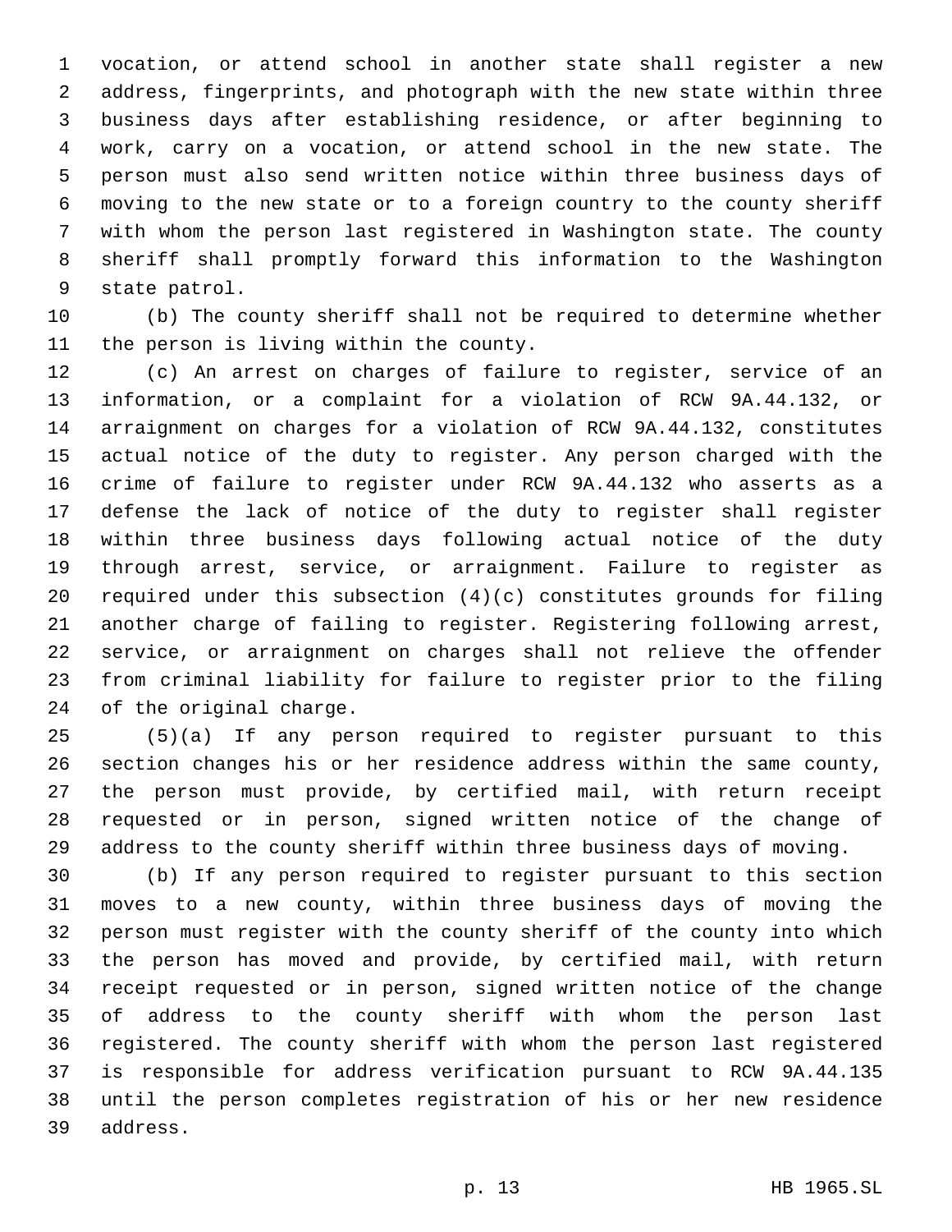vocation, or attend school in another state shall register a new address, fingerprints, and photograph with the new state within three business days after establishing residence, or after beginning to work, carry on a vocation, or attend school in the new state. The person must also send written notice within three business days of moving to the new state or to a foreign country to the county sheriff with whom the person last registered in Washington state. The county sheriff shall promptly forward this information to the Washington state patrol.

(b) The county sheriff shall not be required to determine whether the person is living within the county.

(c) An arrest on charges of failure to register, service of an information, or a complaint for a violation of RCW 9A.44.132, or arraignment on charges for a violation of RCW 9A.44.132, constitutes actual notice of the duty to register. Any person charged with the crime of failure to register under RCW 9A.44.132 who asserts as a defense the lack of notice of the duty to register shall register within three business days following actual notice of the duty through arrest, service, or arraignment. Failure to register as required under this subsection (4)(c) constitutes grounds for filing another charge of failing to register. Registering following arrest, service, or arraignment on charges shall not relieve the offender from criminal liability for failure to register prior to the filing of the original charge.

(5)(a) If any person required to register pursuant to this section changes his or her residence address within the same county, the person must provide, by certified mail, with return receipt requested or in person, signed written notice of the change of address to the county sheriff within three business days of moving.

(b) If any person required to register pursuant to this section moves to a new county, within three business days of moving the person must register with the county sheriff of the county into which the person has moved and provide, by certified mail, with return receipt requested or in person, signed written notice of the change of address to the county sheriff with whom the person last registered. The county sheriff with whom the person last registered is responsible for address verification pursuant to RCW 9A.44.135 until the person completes registration of his or her new residence address.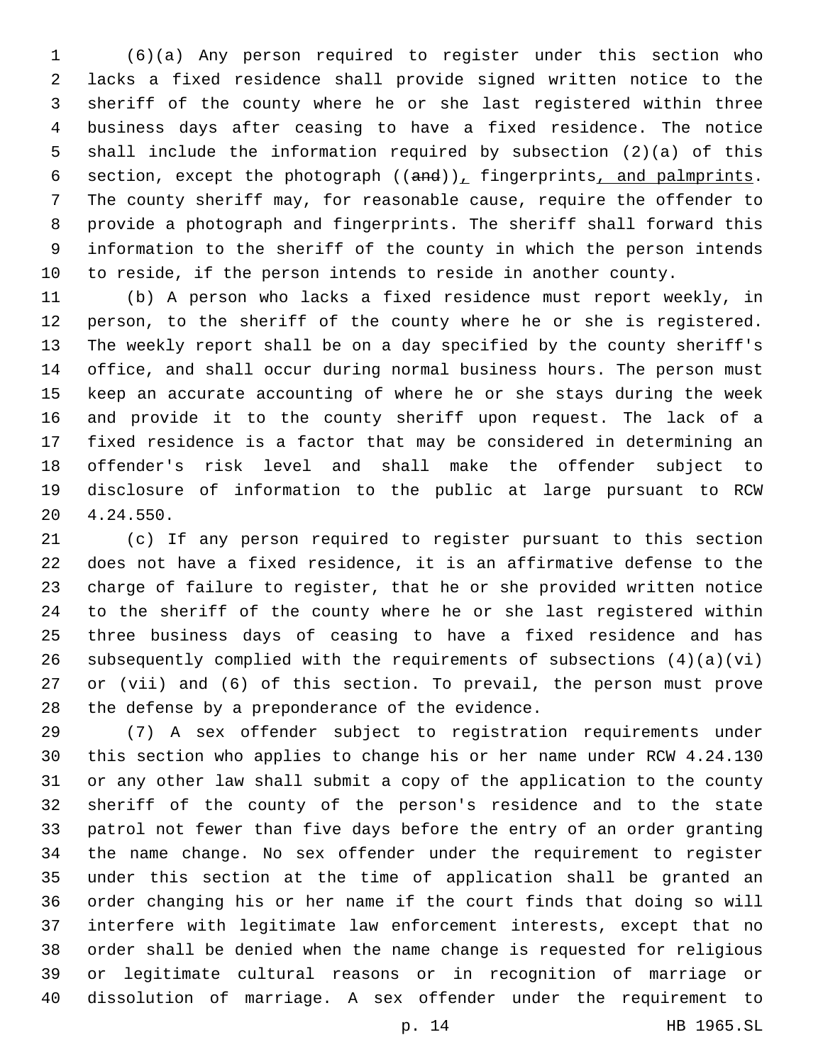(6)(a) Any person required to register under this section who lacks a fixed residence shall provide signed written notice to the sheriff of the county where he or she last registered within three business days after ceasing to have a fixed residence. The notice shall include the information required by subsection (2)(a) of this section, except the photograph ((and)), fingerprints, and palmprints. The county sheriff may, for reasonable cause, require the offender to provide a photograph and fingerprints. The sheriff shall forward this information to the sheriff of the county in which the person intends to reside, if the person intends to reside in another county.

(b) A person who lacks a fixed residence must report weekly, in person, to the sheriff of the county where he or she is registered. The weekly report shall be on a day specified by the county sheriff's office, and shall occur during normal business hours. The person must keep an accurate accounting of where he or she stays during the week and provide it to the county sheriff upon request. The lack of a fixed residence is a factor that may be considered in determining an offender's risk level and shall make the offender subject to disclosure of information to the public at large pursuant to RCW 4.24.550.

(c) If any person required to register pursuant to this section does not have a fixed residence, it is an affirmative defense to the charge of failure to register, that he or she provided written notice to the sheriff of the county where he or she last registered within three business days of ceasing to have a fixed residence and has subsequently complied with the requirements of subsections (4)(a)(vi) or (vii) and (6) of this section. To prevail, the person must prove the defense by a preponderance of the evidence.

(7) A sex offender subject to registration requirements under this section who applies to change his or her name under RCW 4.24.130 or any other law shall submit a copy of the application to the county sheriff of the county of the person's residence and to the state patrol not fewer than five days before the entry of an order granting the name change. No sex offender under the requirement to register under this section at the time of application shall be granted an order changing his or her name if the court finds that doing so will interfere with legitimate law enforcement interests, except that no order shall be denied when the name change is requested for religious or legitimate cultural reasons or in recognition of marriage or dissolution of marriage. A sex offender under the requirement to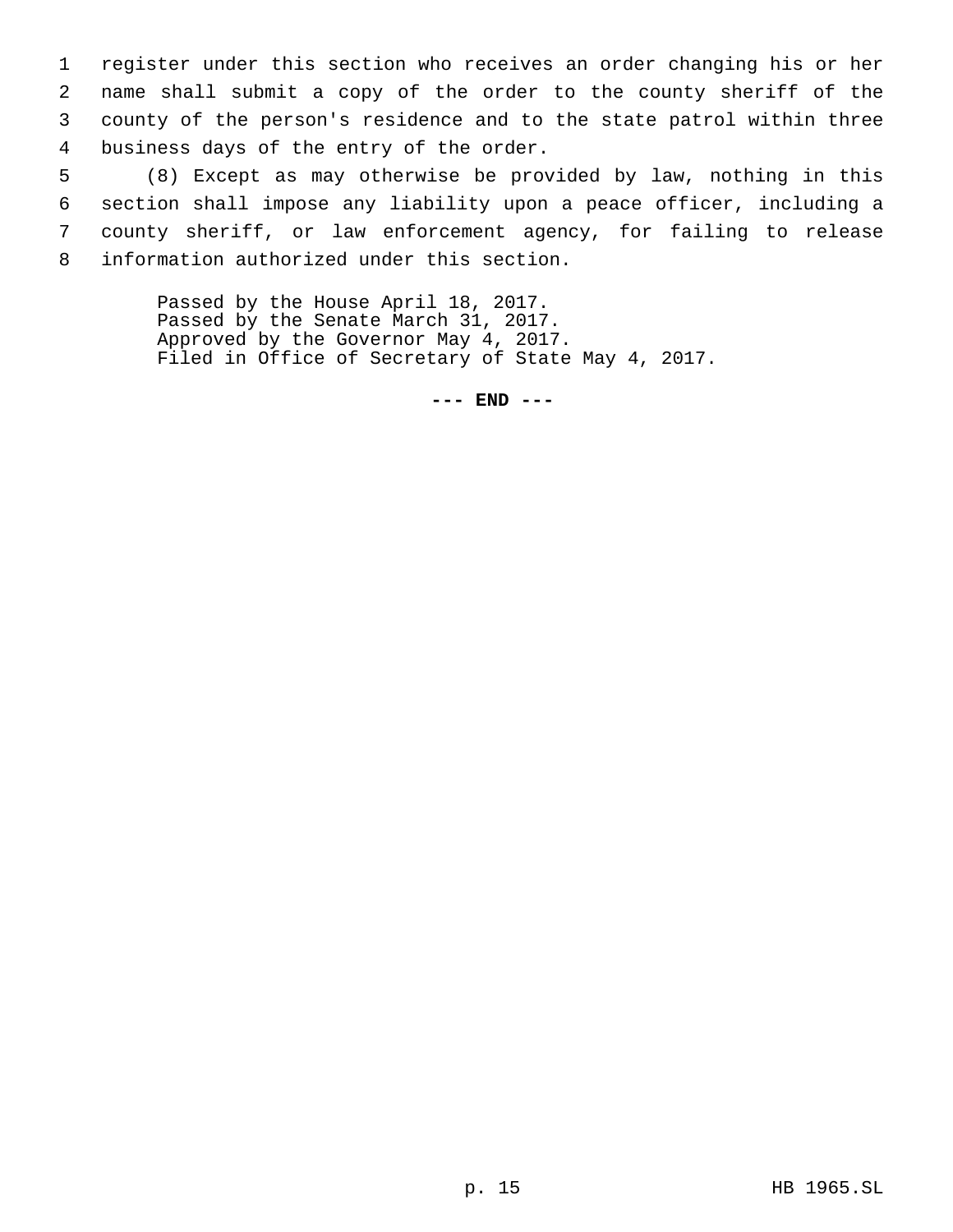register under this section who receives an order changing his or her name shall submit a copy of the order to the county sheriff of the county of the person's residence and to the state patrol within three business days of the entry of the order.

(8) Except as may otherwise be provided by law, nothing in this section shall impose any liability upon a peace officer, including a county sheriff, or law enforcement agency, for failing to release information authorized under this section.

Passed by the House April 18, 2017.
Passed by the Senate March 31, 2017.
Approved by the Governor May 4, 2017.
Filed in Office of Secretary of State May 4, 2017.

**--- END ---**